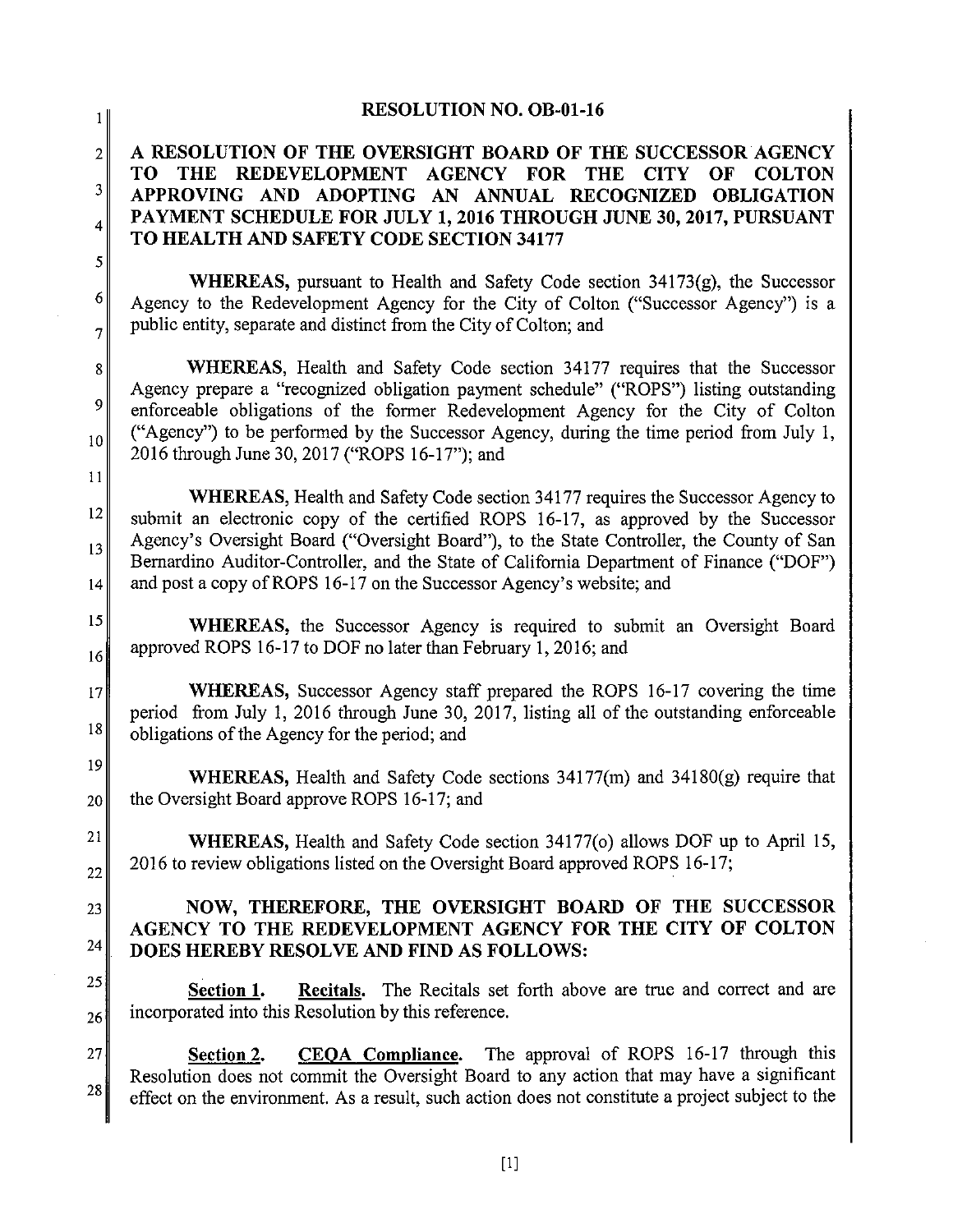# RESOLUTION NO. OB-01-16

## A RESOLUTION OF THE OVERSIGHT BOARD OF THE SUCCESSOR AGENCY TO THE REDEVELOPMENT AGENCY FOR THE CITY OF COLTON APPROVING AND ADOPTING AN ANNUAL RECOGNIZED OBLIGATION PAYMENT SCHEDULE FOR JULY 1, 2016 THROUGH JUNE 30, 2017, PURSUANT TO HEALTH AND SAFETY CODE SECTION 34177

**WHEREAS,** pursuant to Health and Safety Code section 34173(g), the Successor Agency to the Redevelopment Agency for the City of Colton ("Successor Agency") is a public entity, separate and distinct from the City of Colton; and

**WHEREAS,** Health and Safety Code section 34177 requires that the Successor Agency prepare a "recognized obligation payment schedule" ("ROPS") listing outstanding enforceable obligations of the former Redevelopment Agency for the City of Colton ("Agency") to be performed by the Successor Agency, during the time period from July 1, 2016 through June 30, 2017 ("ROPS 16-17"); and

**WHEREAS,** Health and Safety Code section 34177 requires the Successor Agency to submit an electronic copy of the certified ROPS 16-17, as approved by the Successor Agency's Oversight Board ("Oversight Board"), to the State Controller, the County of San Bernardino Auditor-Controller, and the State of California Department of Finance ("DOF") and post a copy of ROPS 16-17 on the Successor Agency's website; and

**WHEREAS,** the Successor Agency is required to submit an Oversight Board approved ROPS 16-17 to DOF no later than February 1, 2016; and

**WHEREAS,** Successor Agency staff prepared the ROPS 16-17 covering the time period from July 1, 2016 through June 30, 2017, listing all of the outstanding enforceable obligations of the Agency for the period; and

**WHEREAS,** Health and Safety Code sections 34177(m) and 34180(g) require that the Oversight Board approve ROPS 16-17; and

**WHEREAS,** Health and Safety Code section 34177(o) allows DOF up to April 15, 2016 to review obligations listed on the Oversight Board approved ROPS 16-17;

**NOW, THEREFORE, THE OVERSIGHT BOARD OF THE SUCCESSOR AGENCY TO THE REDEVELOPMENT AGENCY FOR THE CITY OF COLTON DOES HEREBY RESOLVE AND FIND AS FOLLOWS:**

**Section 1. Recitals.** The Recitals set forth above are true and correct and are incorporated into this Resolution by this reference.

**Section 2. CEQA Compliance.** The approval of ROPS 16-17 through this Resolution does not commit the Oversight Board to any action that may have a significant effect on the environment. As a result, such action does not constitute a project subject to the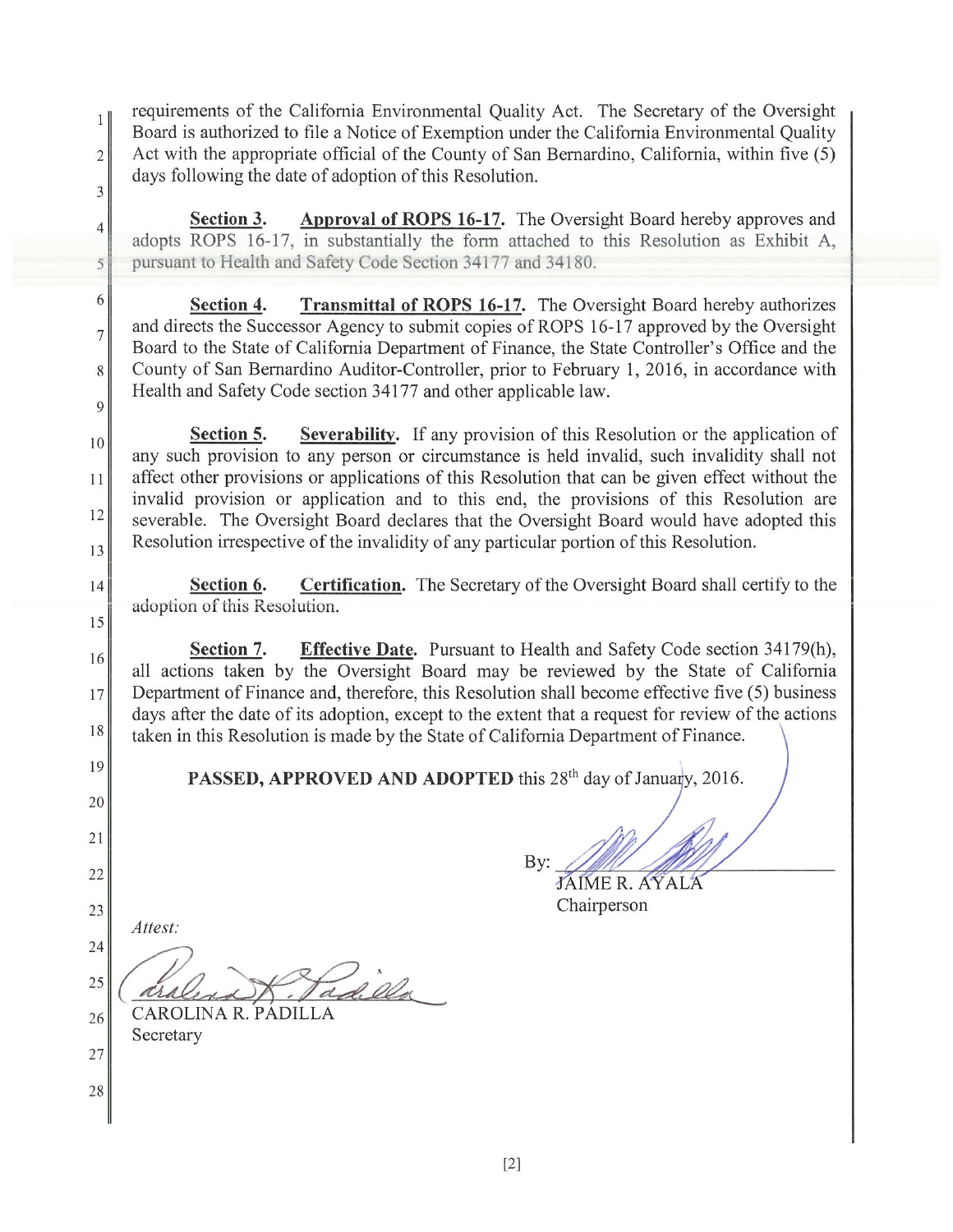requirements of the California Environmental Quality Act. The Secretary of the Oversight Board is authorized to file a Notice of Exemption under the California Environmental Quality Act with the appropriate official of the County of San Bernardino, California, within five (5) days following the date of adoption of this Resolution.

**Section 3.** **Approval of ROPS 16-17.** The Oversight Board hereby approves and adopts ROPS 16-17, in substantially the form attached to this Resolution as Exhibit A, pursuant to Health and Safety Code Section 34177 and 34180.

**Section 4.** **Transmittal of ROPS 16-17.** The Oversight Board hereby authorizes and directs the Successor Agency to submit copies of ROPS 16-17 approved by the Oversight Board to the State of California Department of Finance, the State Controller's Office and the County of San Bernardino Auditor-Controller, prior to February 1, 2016, in accordance with Health and Safety Code section 34177 and other applicable law.

**Section 5.** **Severability.** If any provision of this Resolution or the application of any such provision to any person or circumstance is held invalid, such invalidity shall not affect other provisions or applications of this Resolution that can be given effect without the invalid provision or application and to this end, the provisions of this Resolution are severable. The Oversight Board declares that the Oversight Board would have adopted this Resolution irrespective of the invalidity of any particular portion of this Resolution.

**Section 6.** **Certification.** The Secretary of the Oversight Board shall certify to the adoption of this Resolution.

**Section 7.** **Effective Date.** Pursuant to Health and Safety Code section 34179(h), all actions taken by the Oversight Board may be reviewed by the State of California Department of Finance and, therefore, this Resolution shall become effective five (5) business days after the date of its adoption, except to the extent that a request for review of the actions taken in this Resolution is made by the State of California Department of Finance.

**PASSED, APPROVED AND ADOPTED** this 28th day of January, 2016.

By: ______________________
JAIME R. AYALA
Chairperson

*Attest:*

______________________
CAROLINA R. PADILLA
Secretary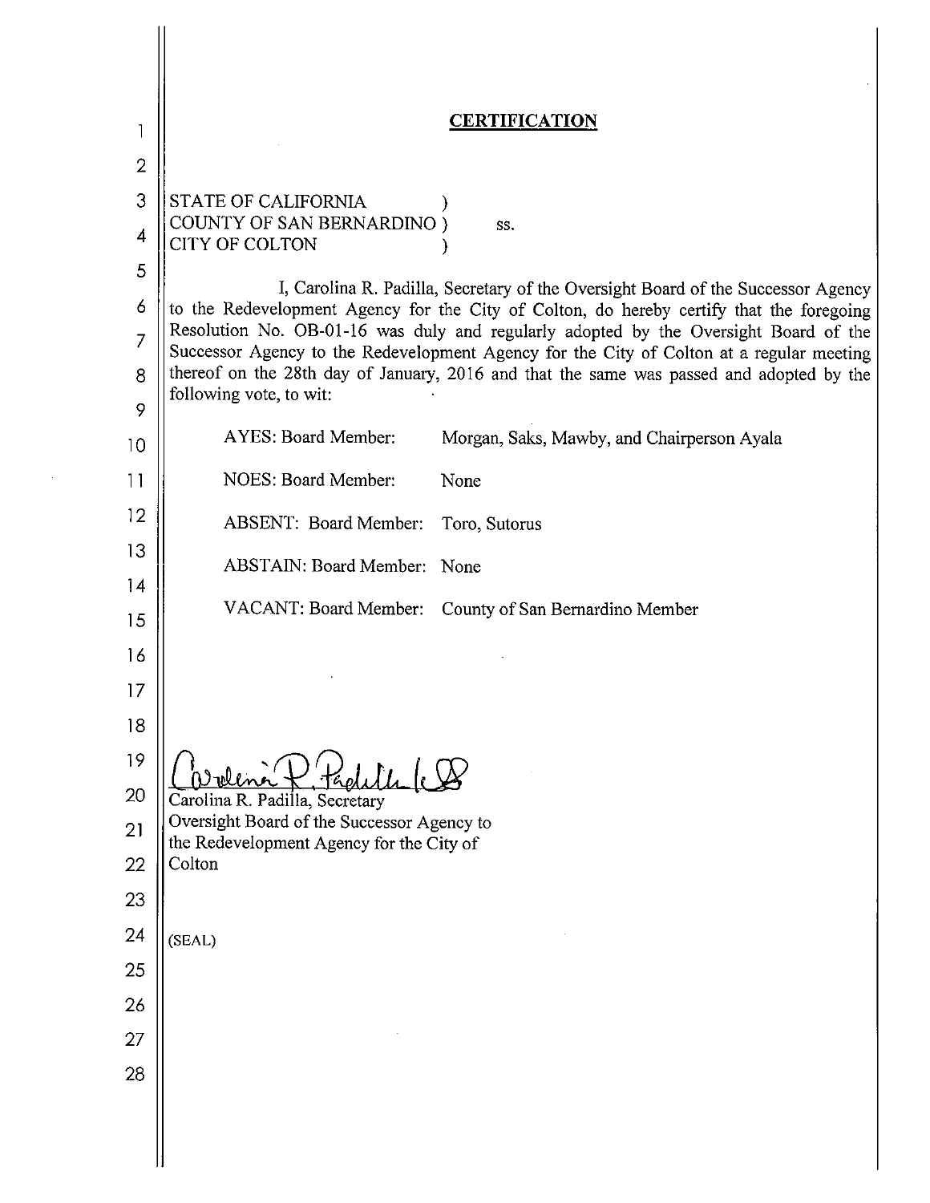## CERTIFICATION

STATE OF CALIFORNIA )
COUNTY OF SAN BERNARDINO ) ss.
CITY OF COLTON )

I, Carolina R. Padilla, Secretary of the Oversight Board of the Successor Agency to the Redevelopment Agency for the City of Colton, do hereby certify that the foregoing Resolution No. OB-01-16 was duly and regularly adopted by the Oversight Board of the Successor Agency to the Redevelopment Agency for the City of Colton at a regular meeting thereof on the 28th day of January, 2016 and that the same was passed and adopted by the following vote, to wit:

AYES: Board Member: Morgan, Saks, Mawby, and Chairperson Ayala

NOES: Board Member: None

ABSENT: Board Member: Toro, Sutorus

ABSTAIN: Board Member: None

VACANT: Board Member: County of San Bernardino Member

Carolina R. Padilla, Secretary
Oversight Board of the Successor Agency to the Redevelopment Agency for the City of Colton

(SEAL)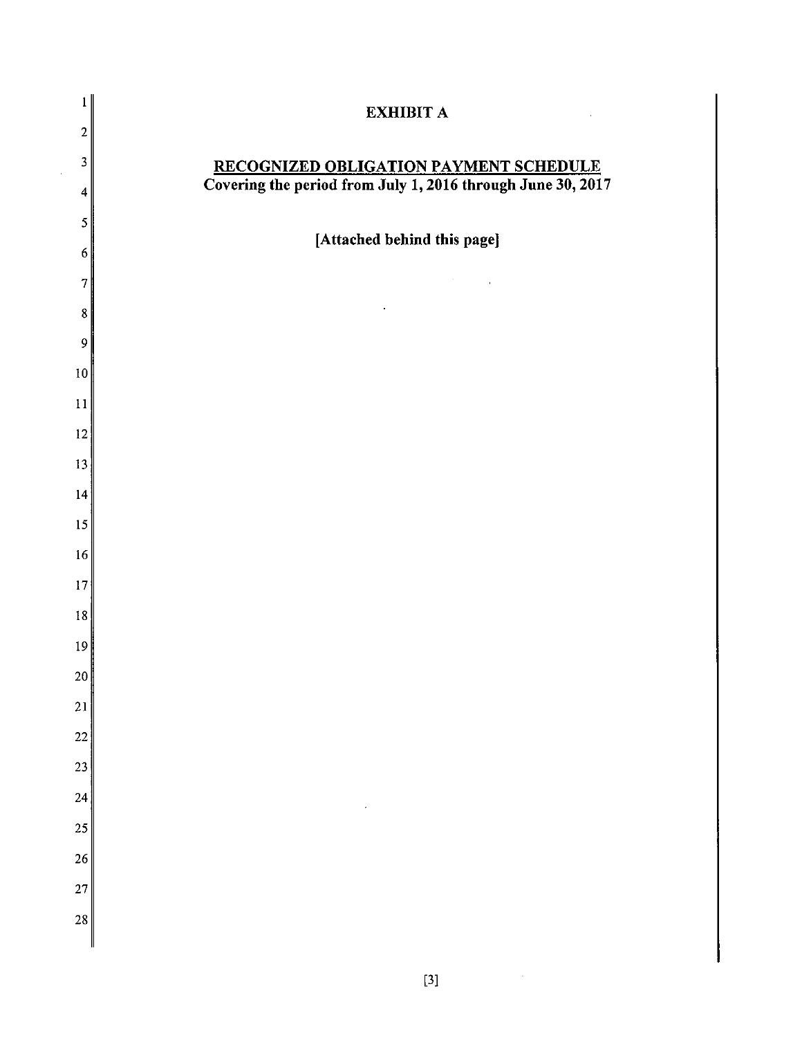# EXHIBIT A

## RECOGNIZED OBLIGATION PAYMENT SCHEDULE

**Covering the period from July 1, 2016 through June 30, 2017**

**[Attached behind this page]**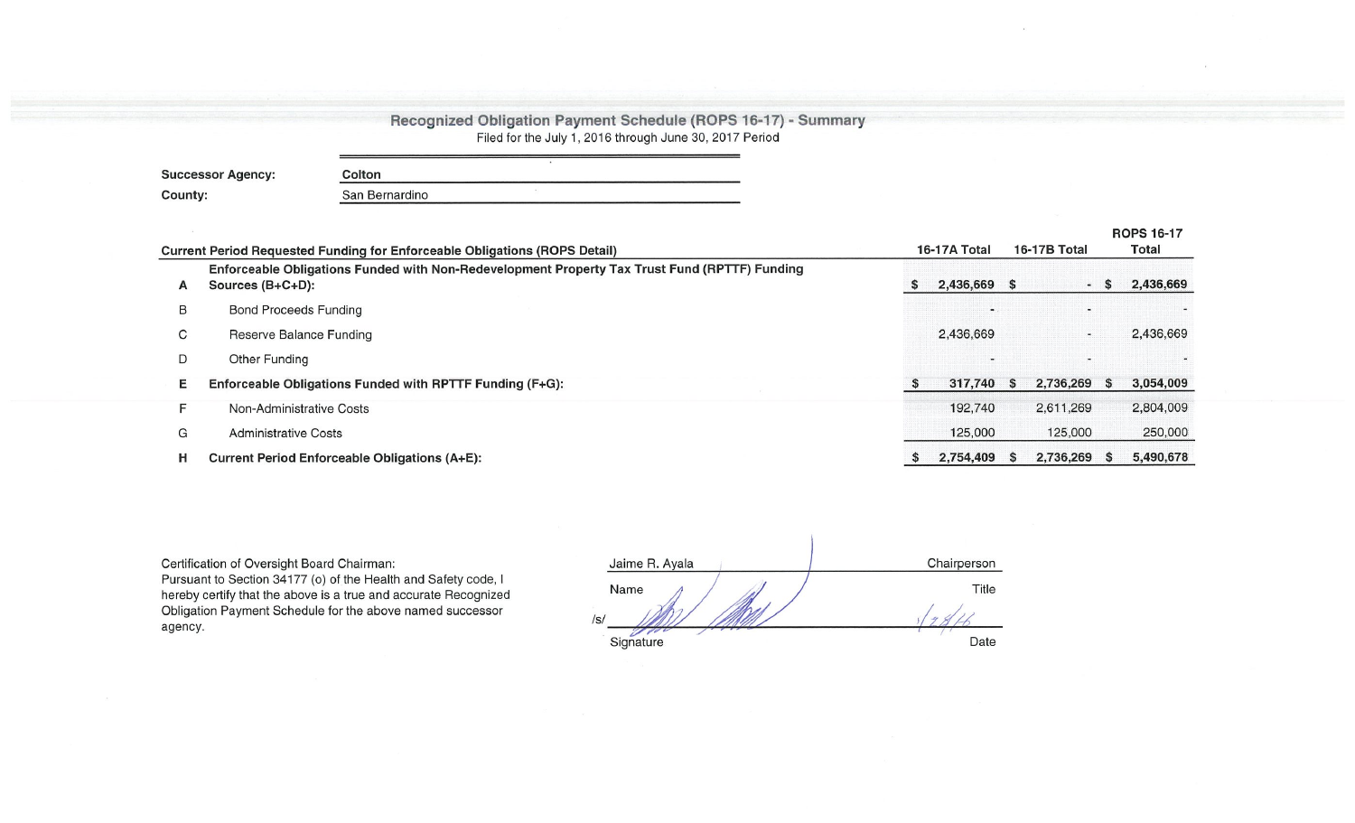## Recognized Obligation Payment Schedule (ROPS 16-17) - Summary

Filed for the July 1, 2016 through June 30, 2017 Period

**Successor Agency:** Colton

**County:** San Bernardino

| | Current Period Requested Funding for Enforceable Obligations (ROPS Detail) | 16-17A Total | 16-17B Total | ROPS 16-17 Total |
|---|---|---|---|---|
| A | **Enforceable Obligations Funded with Non-Redevelopment Property Tax Trust Fund (RPTTF) Funding Sources (B+C+D):** | **$ 2,436,669** | **$ -** | **$ 2,436,669** |
| B | Bond Proceeds Funding | - | - | - |
| C | Reserve Balance Funding | 2,436,669 | - | 2,436,669 |
| D | Other Funding | - | - | - |
| E | **Enforceable Obligations Funded with RPTTF Funding (F+G):** | **$ 317,740** | **$ 2,736,269** | **$ 3,054,009** |
| F | Non-Administrative Costs | 192,740 | 2,611,269 | 2,804,009 |
| G | Administrative Costs | 125,000 | 125,000 | 250,000 |
| H | **Current Period Enforceable Obligations (A+E):** | **$ 2,754,409** | **$ 2,736,269** | **$ 5,490,678** |

Certification of Oversight Board Chairman:
Pursuant to Section 34177 (o) of the Health and Safety code, I hereby certify that the above is a true and accurate Recognized Obligation Payment Schedule for the above named successor agency.

| Jaime R. Ayala | Chairperson |
|---|---|
| Name | Title |
| /s/ [signature] | 1/28/16 |
| Signature | Date |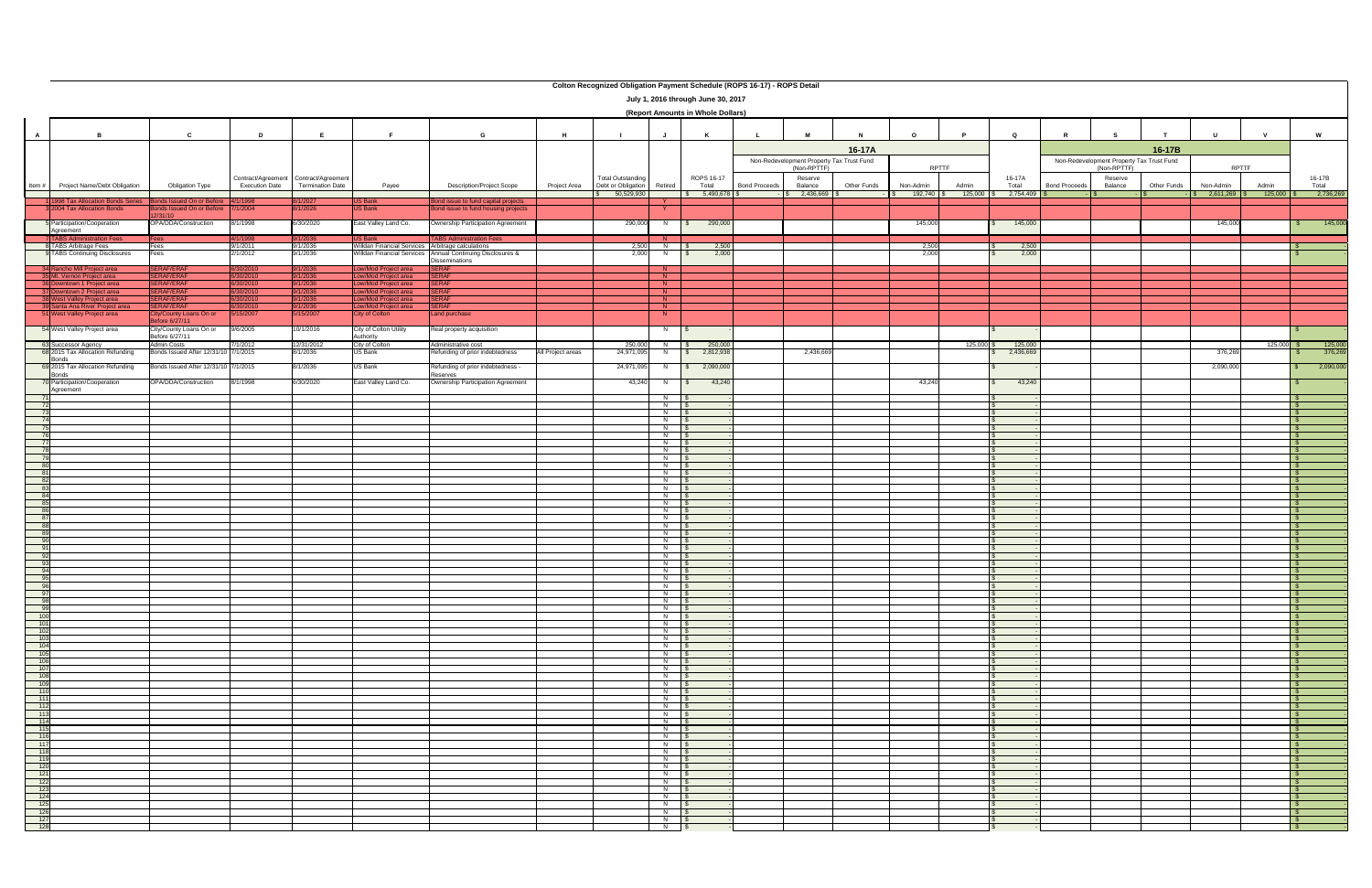# Colton Recognized Obligation Payment Schedule (ROPS 16-17) - ROPS Detail

**July 1, 2016 through June 30, 2017**

**(Report Amounts in Whole Dollars)**

| A | B | C | D | E | F | G | H | I | J | K | L | M | N | O | P | Q | R | S | T | U | V | W |
|---|---|---|---|---|---|---|---|---|---|---|---|---|---|---|---|---|---|---|---|---|---|---|
| | | | | | | | | | | | 16-17A | | | | | | 16-17B | | | | | |
| | | | | | | | | | | | Non-Redevelopment Property Tax Trust Fund (Non-RPTTF) | | | RPTTF | | | Non-Redevelopment Property Tax Trust Fund (Non-RPTTF) | | | RPTTF | | |
| Item # | Project Name/Debt Obligation | Obligation Type | Contract/Agreement Execution Date | Contract/Agreement Termination Date | Payee | Description/Project Scope | Project Area | Total Outstanding Debt or Obligation | Retired | ROPS 16-17 Total | Bond Proceeds | Reserve Balance | Other Funds | Non-Admin | Admin | 16-17A Total | Bond Proceeds | Reserve Balance | Other Funds | Non-Admin | Admin | 16-17B Total |
| | | | | | | | | $ 50,529,930 | | $ 5,490,678 | $ - | $ 2,436,669 | $ - | $ 192,740 | $ 125,000 | $ 2,754,409 | $ - | $ - | $ - | $ 2,611,269 | $ 125,000 | $ 2,736,269 |
| 1 | 1998 Tax Allocation Bonds Series | Bonds Issued On or Before | 4/1/1998 | 8/1/2027 | US Bank | Bond issue to fund capital projects | | | Y | | | | | | | | | | | | | |
| 3 | 2004 Tax Allocation Bonds | Bonds Issued On or Before 12/31/10 | 7/1/2004 | 8/1/2026 | US Bank | Bond issue to fund housing projects | | | Y | | | | | | | | | | | | | |
| 5 | Participation/Cooperation Agreement | OPA/DDA/Construction | 8/1/1998 | 6/30/2020 | East Valley Land Co. | Ownership Participation Agreement | | 290,000 | N | $ 290,000 | | | | 145,000 | | $ 145,000 | | | | 145,000 | | $ 145,000 |
| 7 | TABS Administration Fees | Fees | 4/1/1998 | 9/1/2036 | US Bank | TABS Administration Fees | | | N | | | | | | | | | | | | | |
| 8 | TABS Arbitrage Fees | Fees | 9/1/2011 | 9/1/2036 | Willdan Financial Services | Arbitrage calculations | | 2,500 | N | $ 2,500 | | | | 2,500 | | $ 2,500 | | | | | | $ - |
| 9 | TABS Continuing Disclosures | Fees | 2/1/2012 | 9/1/2036 | Willdan Financial Services | Annual Continuing Disclosures & Disseminations | | 2,000 | N | $ 2,000 | | | | 2,000 | | $ 2,000 | | | | | | $ - |
| 34 | Rancho Mill Project area | SERAF/ERAF | 6/30/2010 | 9/1/2036 | Low/Mod Project area | SERAF | | | N | | | | | | | | | | | | | |
| 35 | Mt. Vernon Project area | SERAF/ERAF | 6/30/2010 | 9/1/2036 | Low/Mod Project area | SERAF | | | N | | | | | | | | | | | | | |
| 36 | Downtown 1 Project area | SERAF/ERAF | 6/30/2010 | 9/1/2036 | Low/Mod Project area | SERAF | | | N | | | | | | | | | | | | | |
| 37 | Downtown 2 Project area | SERAF/ERAF | 6/30/2010 | 9/1/2036 | Low/Mod Project area | SERAF | | | N | | | | | | | | | | | | | |
| 38 | West Valley Project area | SERAF/ERAF | 6/30/2010 | 9/1/2036 | Low/Mod Project area | SERAF | | | N | | | | | | | | | | | | | |
| 39 | Santa Ana River Project area | SERAF/ERAF | 6/30/2010 | 9/1/2036 | Low/Mod Project area | SERAF | | | N | | | | | | | | | | | | | |
| 51 | West Valley Project area | City/County Loans On or Before 6/27/11 | 5/15/2007 | 5/15/2007 | City of Colton | Land purchase | | | N | | | | | | | | | | | | | |
| 54 | West Valley Project area | City/County Loans On or Before 6/27/11 | 9/6/2005 | 10/1/2016 | City of Colton Utility Authority | Real property acquisition | | | N | $ - | | | | | | $ - | | | | | | $ - |
| 63 | Successor Agency | Admin Costs | 7/1/2012 | 12/31/2012 | City of Colton | Administrative cost | | 250,000 | N | $ 250,000 | | | | | 125,000 | $ 125,000 | | | | | 125,000 | $ 125,000 |
| 68 | 2015 Tax Allocation Refunding Bonds | Bonds Issued After 12/31/10 | 7/1/2015 | 8/1/2036 | US Bank | Refunding of prior indebtedness | All Project areas | 24,971,095 | N | $ 2,812,938 | | 2,436,669 | | | | $ 2,436,669 | | | | 376,269 | | $ 376,269 |
| 69 | 2015 Tax Allocation Refunding Bonds | Bonds Issued After 12/31/10 | 7/1/2015 | 8/1/2036 | US Bank | Refunding of prior indebtedness - Reserves | | 24,971,095 | N | $ 2,090,000 | | | | | | $ - | | | | 2,090,000 | | $ 2,090,000 |
| 70 | Participation/Cooperation Agreement | OPA/DDA/Construction | 8/1/1998 | 6/30/2020 | East Valley Land Co. | Ownership Participation Agreement | | 43,240 | N | $ 43,240 | | | | 43,240 | | $ 43,240 | | | | | | $ - |
| 71 | | | | | | | | | N | $ - | | | | | | $ - | | | | | | $ - |
| 72 | | | | | | | | | N | $ - | | | | | | $ - | | | | | | $ - |
| 73 | | | | | | | | | N | $ - | | | | | | $ - | | | | | | $ - |
| 74 | | | | | | | | | N | $ - | | | | | | $ - | | | | | | $ - |
| 75 | | | | | | | | | N | $ - | | | | | | $ - | | | | | | $ - |
| 76 | | | | | | | | | N | $ - | | | | | | $ - | | | | | | $ - |
| 77 | | | | | | | | | N | $ - | | | | | | $ - | | | | | | $ - |
| 78 | | | | | | | | | N | $ - | | | | | | $ - | | | | | | $ - |
| 79 | | | | | | | | | N | $ - | | | | | | $ - | | | | | | $ - |
| 80 | | | | | | | | | N | $ - | | | | | | $ - | | | | | | $ - |
| 81 | | | | | | | | | N | $ - | | | | | | $ - | | | | | | $ - |
| 82 | | | | | | | | | N | $ - | | | | | | $ - | | | | | | $ - |
| 83 | | | | | | | | | N | $ - | | | | | | $ - | | | | | | $ - |
| 84 | | | | | | | | | N | $ - | | | | | | $ - | | | | | | $ - |
| 85 | | | | | | | | | N | $ - | | | | | | $ - | | | | | | $ - |
| 86 | | | | | | | | | N | $ - | | | | | | $ - | | | | | | $ - |
| 87 | | | | | | | | | N | $ - | | | | | | $ - | | | | | | $ - |
| 88 | | | | | | | | | N | $ - | | | | | | $ - | | | | | | $ - |
| 89 | | | | | | | | | N | $ - | | | | | | $ - | | | | | | $ - |
| 90 | | | | | | | | | N | $ - | | | | | | $ - | | | | | | $ - |
| 91 | | | | | | | | | N | $ - | | | | | | $ - | | | | | | $ - |
| 92 | | | | | | | | | N | $ - | | | | | | $ - | | | | | | $ - |
| 93 | | | | | | | | | N | $ - | | | | | | $ - | | | | | | $ - |
| 94 | | | | | | | | | N | $ - | | | | | | $ - | | | | | | $ - |
| 95 | | | | | | | | | N | $ - | | | | | | $ - | | | | | | $ - |
| 96 | | | | | | | | | N | $ - | | | | | | $ - | | | | | | $ - |
| 97 | | | | | | | | | N | $ - | | | | | | $ - | | | | | | $ - |
| 98 | | | | | | | | | N | $ - | | | | | | $ - | | | | | | $ - |
| 99 | | | | | | | | | N | $ - | | | | | | $ - | | | | | | $ - |
| 100 | | | | | | | | | N | $ - | | | | | | $ - | | | | | | $ - |
| 101 | | | | | | | | | N | $ - | | | | | | $ - | | | | | | $ - |
| 102 | | | | | | | | | N | $ - | | | | | | $ - | | | | | | $ - |
| 103 | | | | | | | | | N | $ - | | | | | | $ - | | | | | | $ - |
| 104 | | | | | | | | | N | $ - | | | | | | $ - | | | | | | $ - |
| 105 | | | | | | | | | N | $ - | | | | | | $ - | | | | | | $ - |
| 106 | | | | | | | | | N | $ - | | | | | | $ - | | | | | | $ - |
| 107 | | | | | | | | | N | $ - | | | | | | $ - | | | | | | $ - |
| 108 | | | | | | | | | N | $ - | | | | | | $ - | | | | | | $ - |
| 109 | | | | | | | | | N | $ - | | | | | | $ - | | | | | | $ - |
| 110 | | | | | | | | | N | $ - | | | | | | $ - | | | | | | $ - |
| 111 | | | | | | | | | N | $ - | | | | | | $ - | | | | | | $ - |
| 112 | | | | | | | | | N | $ - | | | | | | $ - | | | | | | $ - |
| 113 | | | | | | | | | N | $ - | | | | | | $ - | | | | | | $ - |
| 114 | | | | | | | | | N | $ - | | | | | | $ - | | | | | | $ - |
| 115 | | | | | | | | | N | $ - | | | | | | $ - | | | | | | $ - |
| 116 | | | | | | | | | N | $ - | | | | | | $ - | | | | | | $ - |
| 117 | | | | | | | | | N | $ - | | | | | | $ - | | | | | | $ - |
| 118 | | | | | | | | | N | $ - | | | | | | $ - | | | | | | $ - |
| 119 | | | | | | | | | N | $ - | | | | | | $ - | | | | | | $ - |
| 120 | | | | | | | | | N | $ - | | | | | | $ - | | | | | | $ - |
| 121 | | | | | | | | | N | $ - | | | | | | $ - | | | | | | $ - |
| 122 | | | | | | | | | N | $ - | | | | | | $ - | | | | | | $ - |
| 123 | | | | | | | | | N | $ - | | | | | | $ - | | | | | | $ - |
| 124 | | | | | | | | | N | $ - | | | | | | $ - | | | | | | $ - |
| 125 | | | | | | | | | N | $ - | | | | | | $ - | | | | | | $ - |
| 126 | | | | | | | | | N | $ - | | | | | | $ - | | | | | | $ - |
| 127 | | | | | | | | | N | $ - | | | | | | $ - | | | | | | $ - |
| 128 | | | | | | | | | N | $ - | | | | | | $ - | | | | | | $ - |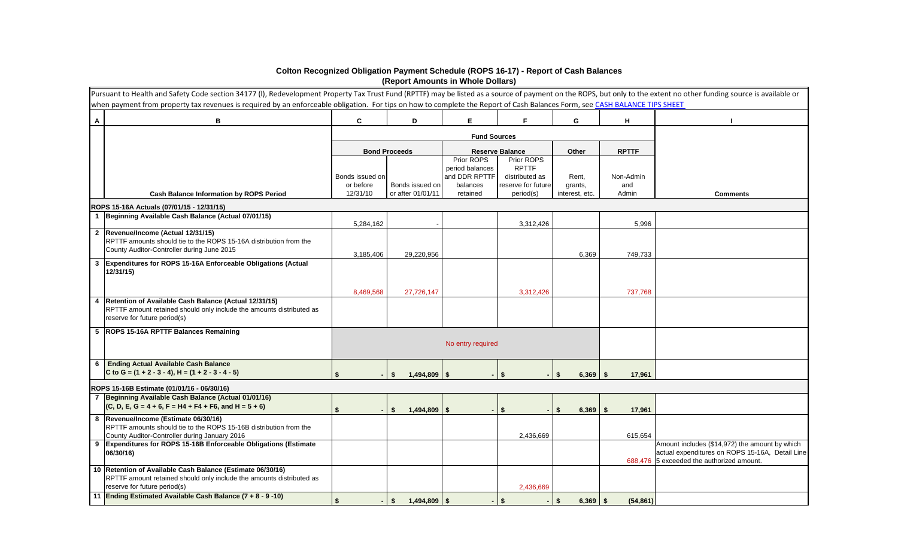# Colton Recognized Obligation Payment Schedule (ROPS 16-17) - Report of Cash Balances
## (Report Amounts in Whole Dollars)

Pursuant to Health and Safety Code section 34177 (l), Redevelopment Property Tax Trust Fund (RPTTF) may be listed as a source of payment on the ROPS, but only to the extent no other funding source is available or when payment from property tax revenues is required by an enforceable obligation. For tips on how to complete the Report of Cash Balances Form, see CASH BALANCE TIPS SHEET

| A | B | C | D | E | F | G | H | I |
|---|---|---|---|---|---|---|---|---|
| | | Fund Sources | | | | | | |
| | | Bond Proceeds | | Reserve Balance | | Other | RPTTF | |
| | Cash Balance Information by ROPS Period | Bonds issued on or before 12/31/10 | Bonds issued on or after 01/01/11 | Prior ROPS period balances and DDR RPTTF balances retained | Prior ROPS RPTTF distributed as reserve for future period(s) | Rent, grants, interest, etc. | Non-Admin and Admin | Comments |
| | **ROPS 15-16A Actuals (07/01/15 - 12/31/15)** | | | | | | | |
| 1 | **Beginning Available Cash Balance (Actual 07/01/15)** | 5,284,162 | - | | 3,312,426 | | 5,996 | |
| 2 | **Revenue/Income (Actual 12/31/15)** RPTTF amounts should tie to the ROPS 15-16A distribution from the County Auditor-Controller during June 2015 | 3,185,406 | 29,220,956 | | | 6,369 | 749,733 | |
| 3 | **Expenditures for ROPS 15-16A Enforceable Obligations (Actual 12/31/15)** | 8,469,568 | 27,726,147 | | 3,312,426 | | 737,768 | |
| 4 | **Retention of Available Cash Balance (Actual 12/31/15)** RPTTF amount retained should only include the amounts distributed as reserve for future period(s) | | | | | | | |
| 5 | **ROPS 15-16A RPTTF Balances Remaining** | No entry required | | | | | | |
| 6 | **Ending Actual Available Cash Balance** C to G = (1 + 2 - 3 - 4), H = (1 + 2 - 3 - 4 - 5) | $ - | $ 1,494,809 | $ - | $ - | $ 6,369 | $ 17,961 | |
| | **ROPS 15-16B Estimate (01/01/16 - 06/30/16)** | | | | | | | |
| 7 | **Beginning Available Cash Balance (Actual 01/01/16)** (C, D, E, G = 4 + 6, F = H4 + F4 + F6, and H = 5 + 6) | $ - | $ 1,494,809 | $ - | $ - | $ 6,369 | $ 17,961 | |
| 8 | **Revenue/Income (Estimate 06/30/16)** RPTTF amounts should tie to the ROPS 15-16B distribution from the County Auditor-Controller during January 2016 | | | | 2,436,669 | | 615,654 | |
| 9 | **Expenditures for ROPS 15-16B Enforceable Obligations (Estimate 06/30/16)** | | | | | | 688,476 | Amount includes ($14,972) the amount by which actual expenditures on ROPS 15-16A, Detail Line 5 exceeded the authorized amount. |
| 10 | **Retention of Available Cash Balance (Estimate 06/30/16)** RPTTF amount retained should only include the amounts distributed as reserve for future period(s) | | | | 2,436,669 | | | |
| 11 | **Ending Estimated Available Cash Balance (7 + 8 - 9 -10)** | $ - | $ 1,494,809 | $ - | $ - | $ 6,369 | $ (54,861) | |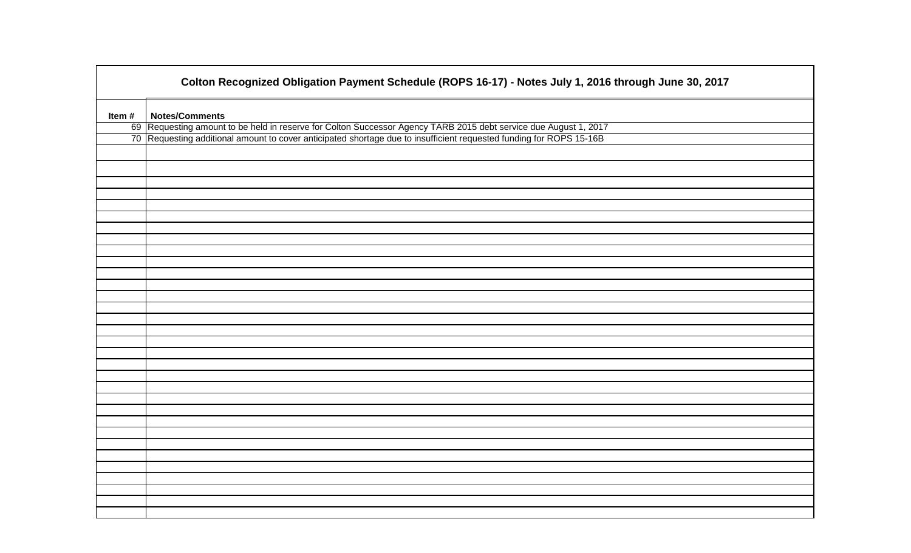# Colton Recognized Obligation Payment Schedule (ROPS 16-17) - Notes July 1, 2016 through June 30, 2017

| Item # | Notes/Comments |
| --- | --- |
| 69 | Requesting amount to be held in reserve for Colton Successor Agency TARB 2015 debt service due August 1, 2017 |
| 70 | Requesting additional amount to cover anticipated shortage due to insufficient requested funding for ROPS 15-16B |